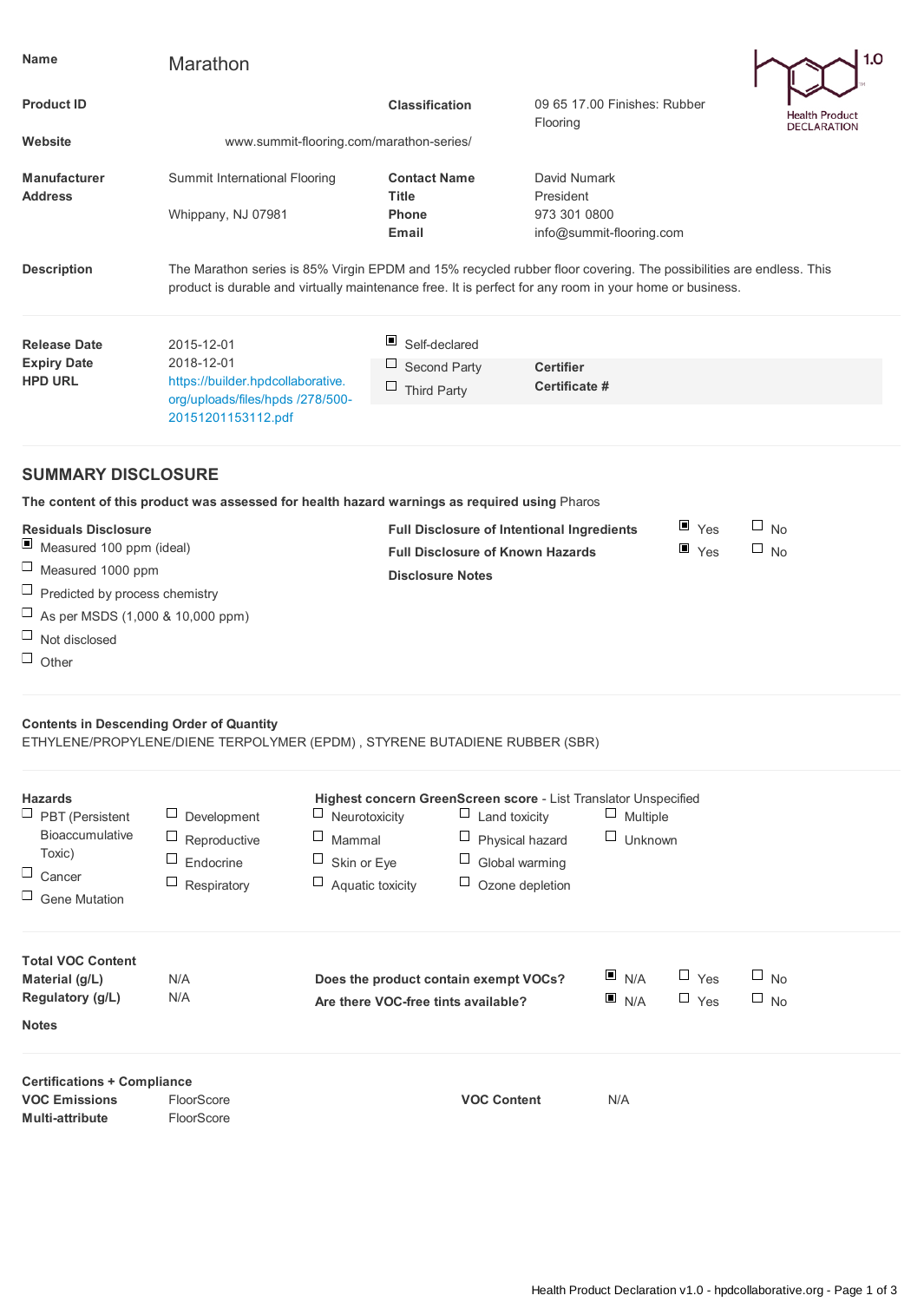Health Product DECLARATION 1.0

| | | | |
|---|---|---|---|
| **Name** | Marathon | | |
| **Product ID** | | **Classification** | 09 65 17.00 Finishes: Rubber Flooring |
| **Website** | www.summit-flooring.com/marathon-series/ | | |
| **Manufacturer** | Summit International Flooring | **Contact Name** | David Numark |
| **Address** | Whippany, NJ 07981 | **Title** | President |
| | | **Phone** | 973 301 0800 |
| | | **Email** | info@summit-flooring.com |

**Description**

The Marathon series is 85% Virgin EPDM and 15% recycled rubber floor covering. The possibilities are endless. This product is durable and virtually maintenance free. It is perfect for any room in your home or business.

| | | | |
|---|---|---|---|
| **Release Date** | 2015-12-01 | ☒ Self-declared | |
| **Expiry Date** | 2018-12-01 | ☐ Second Party | **Certifier** |
| **HPD URL** | https://builder.hpdcollaborative.org/uploads/files/hpds /278/500-20151201153112.pdf | ☐ Third Party | **Certificate #** |

## SUMMARY DISCLOSURE

**The content of this product was assessed for health hazard warnings as required using** Pharos

**Residuals Disclosure**

- ☒ Measured 100 ppm (ideal)
- ☐ Measured 1000 ppm
- ☐ Predicted by process chemistry
- ☐ As per MSDS (1,000 & 10,000 ppm)
- ☐ Not disclosed
- ☐ Other

**Full Disclosure of Intentional Ingredients** ☒ Yes ☐ No

**Full Disclosure of Known Hazards** ☒ Yes ☐ No

**Disclosure Notes**

**Contents in Descending Order of Quantity**

ETHYLENE/PROPYLENE/DIENE TERPOLYMER (EPDM) , STYRENE BUTADIENE RUBBER (SBR)

**Hazards**

- ☐ PBT (Persistent Bioaccumulative Toxic)
- ☐ Cancer
- ☐ Gene Mutation
- ☐ Development
- ☐ Reproductive
- ☐ Endocrine
- ☐ Respiratory

**Highest concern GreenScreen score** - List Translator Unspecified

- ☐ Neurotoxicity
- ☐ Mammal
- ☐ Skin or Eye
- ☐ Aquatic toxicity
- ☐ Land toxicity
- ☐ Physical hazard
- ☐ Global warming
- ☐ Ozone depletion
- ☐ Multiple
- ☐ Unknown

**Total VOC Content**

**Material (g/L)** N/A

**Regulatory (g/L)** N/A

**Does the product contain exempt VOCs?** ☒ N/A ☐ Yes ☐ No

**Are there VOC-free tints available?** ☒ N/A ☐ Yes ☐ No

**Notes**

**Certifications + Compliance**

| | | | |
|---|---|---|---|
| **VOC Emissions** | FloorScore | **VOC Content** | N/A |
| **Multi-attribute** | FloorScore | | |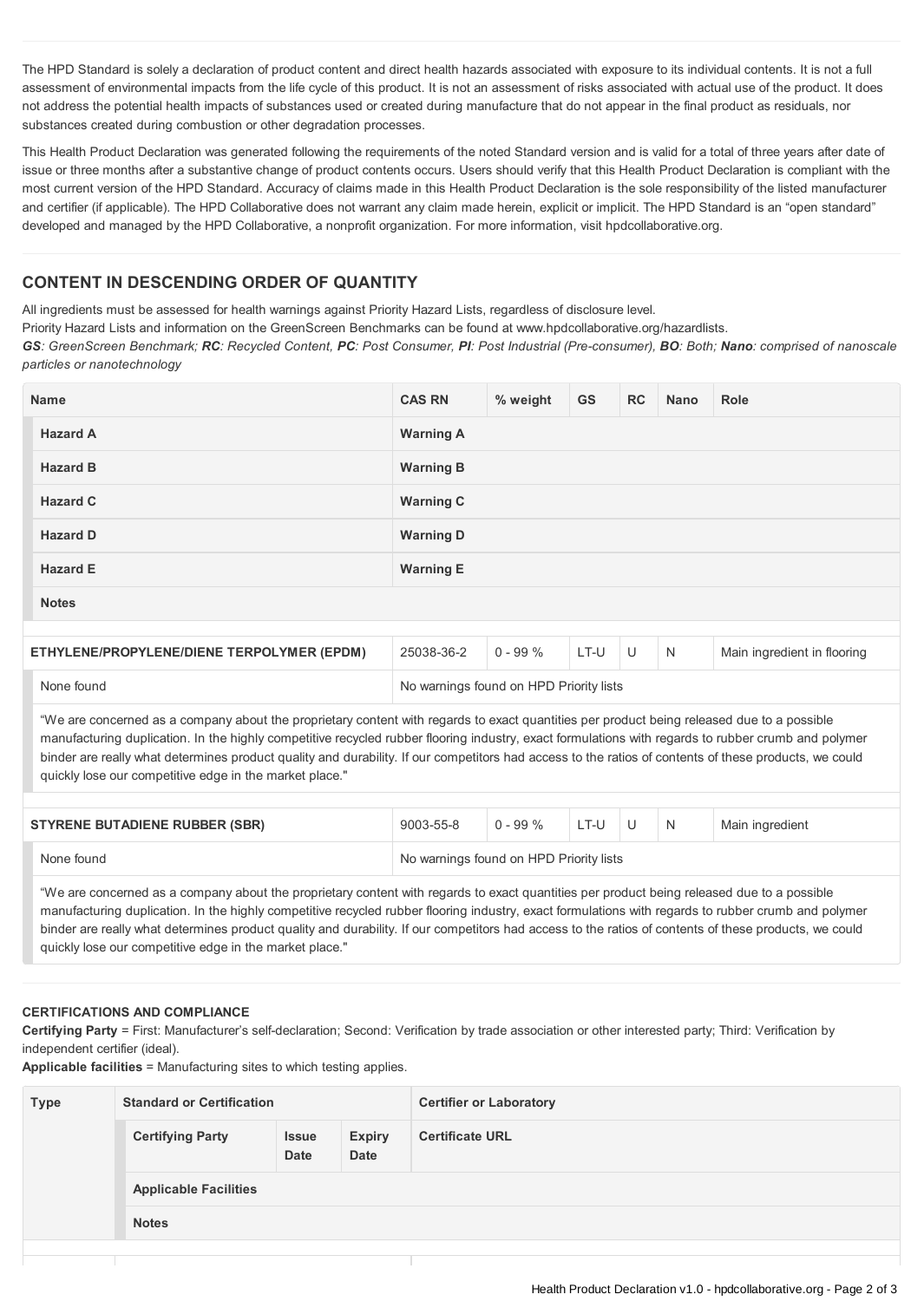The HPD Standard is solely a declaration of product content and direct health hazards associated with exposure to its individual contents. It is not a full assessment of environmental impacts from the life cycle of this product. It is not an assessment of risks associated with actual use of the product. It does not address the potential health impacts of substances used or created during manufacture that do not appear in the final product as residuals, nor substances created during combustion or other degradation processes.

This Health Product Declaration was generated following the requirements of the noted Standard version and is valid for a total of three years after date of issue or three months after a substantive change of product contents occurs. Users should verify that this Health Product Declaration is compliant with the most current version of the HPD Standard. Accuracy of claims made in this Health Product Declaration is the sole responsibility of the listed manufacturer and certifier (if applicable). The HPD Collaborative does not warrant any claim made herein, explicit or implicit. The HPD Standard is an "open standard" developed and managed by the HPD Collaborative, a nonprofit organization. For more information, visit hpdcollaborative.org.

## CONTENT IN DESCENDING ORDER OF QUANTITY

All ingredients must be assessed for health warnings against Priority Hazard Lists, regardless of disclosure level.
Priority Hazard Lists and information on the GreenScreen Benchmarks can be found at www.hpdcollaborative.org/hazardlists.
***GS**: GreenScreen Benchmark; **RC**: Recycled Content, **PC**: Post Consumer, **PI**: Post Industrial (Pre-consumer), **BO**: Both; **Nano**: comprised of nanoscale particles or nanotechnology*

| Name | CAS RN | % weight | GS | RC | Nano | Role |
|---|---|---|---|---|---|---|
| **Hazard A** | **Warning A** | | | | | |
| **Hazard B** | **Warning B** | | | | | |
| **Hazard C** | **Warning C** | | | | | |
| **Hazard D** | **Warning D** | | | | | |
| **Hazard E** | **Warning E** | | | | | |
| **Notes** | | | | | | |
| **ETHYLENE/PROPYLENE/DIENE TERPOLYMER (EPDM)** | 25038-36-2 | 0 - 99 % | LT-U | U | N | Main ingredient in flooring |
| None found | No warnings found on HPD Priority lists | | | | | |
| "We are concerned as a company about the proprietary content with regards to exact quantities per product being released due to a possible manufacturing duplication. In the highly competitive recycled rubber flooring industry, exact formulations with regards to rubber crumb and polymer binder are really what determines product quality and durability. If our competitors had access to the ratios of contents of these products, we could quickly lose our competitive edge in the market place." | | | | | | |
| **STYRENE BUTADIENE RUBBER (SBR)** | 9003-55-8 | 0 - 99 % | LT-U | U | N | Main ingredient |
| None found | No warnings found on HPD Priority lists | | | | | |
| "We are concerned as a company about the proprietary content with regards to exact quantities per product being released due to a possible manufacturing duplication. In the highly competitive recycled rubber flooring industry, exact formulations with regards to rubber crumb and polymer binder are really what determines product quality and durability. If our competitors had access to the ratios of contents of these products, we could quickly lose our competitive edge in the market place." | | | | | | |

### CERTIFICATIONS AND COMPLIANCE

**Certifying Party** = First: Manufacturer's self-declaration; Second: Verification by trade association or other interested party; Third: Verification by independent certifier (ideal).
**Applicable facilities** = Manufacturing sites to which testing applies.

| Type | Standard or Certification | | | Certifier or Laboratory |
|---|---|---|---|---|
| | **Certifying Party** | **Issue Date** | **Expiry Date** | **Certificate URL** |
| | **Applicable Facilities** | | | |
| | **Notes** | | | |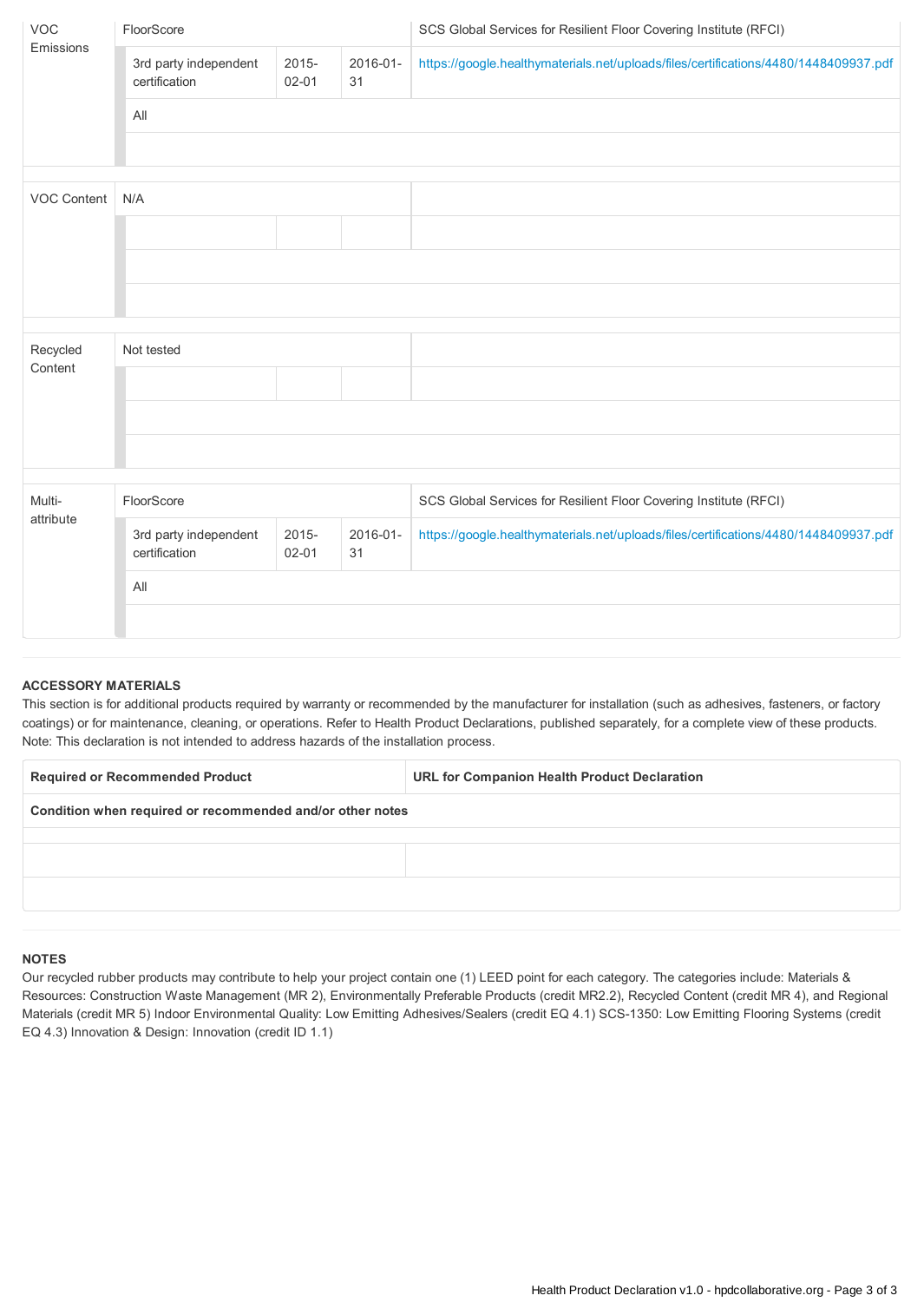| | | | | |
|---|---|---|---|---|
| VOC Emissions | FloorScore | | | SCS Global Services for Resilient Floor Covering Institute (RFCI) |
| | 3rd party independent certification | 2015-02-01 | 2016-01-31 | https://google.healthymaterials.net/uploads/files/certifications/4480/1448409937.pdf |
| | All | | | |
| | | | | |
| VOC Content | N/A | | | |
| | | | | |
| | | | | |
| | | | | |
| Recycled Content | Not tested | | | |
| | | | | |
| | | | | |
| | | | | |
| Multi-attribute | FloorScore | | | SCS Global Services for Resilient Floor Covering Institute (RFCI) |
| | 3rd party independent certification | 2015-02-01 | 2016-01-31 | https://google.healthymaterials.net/uploads/files/certifications/4480/1448409937.pdf |
| | All | | | |
| | | | | |

## ACCESSORY MATERIALS

This section is for additional products required by warranty or recommended by the manufacturer for installation (such as adhesives, fasteners, or factory coatings) or for maintenance, cleaning, or operations. Refer to Health Product Declarations, published separately, for a complete view of these products. Note: This declaration is not intended to address hazards of the installation process.

| Required or Recommended Product | URL for Companion Health Product Declaration |
|---|---|
| **Condition when required or recommended and/or other notes** | |
| | |
| | |

## NOTES

Our recycled rubber products may contribute to help your project contain one (1) LEED point for each category. The categories include: Materials & Resources: Construction Waste Management (MR 2), Environmentally Preferable Products (credit MR2.2), Recycled Content (credit MR 4), and Regional Materials (credit MR 5) Indoor Environmental Quality: Low Emitting Adhesives/Sealers (credit EQ 4.1) SCS-1350: Low Emitting Flooring Systems (credit EQ 4.3) Innovation & Design: Innovation (credit ID 1.1)